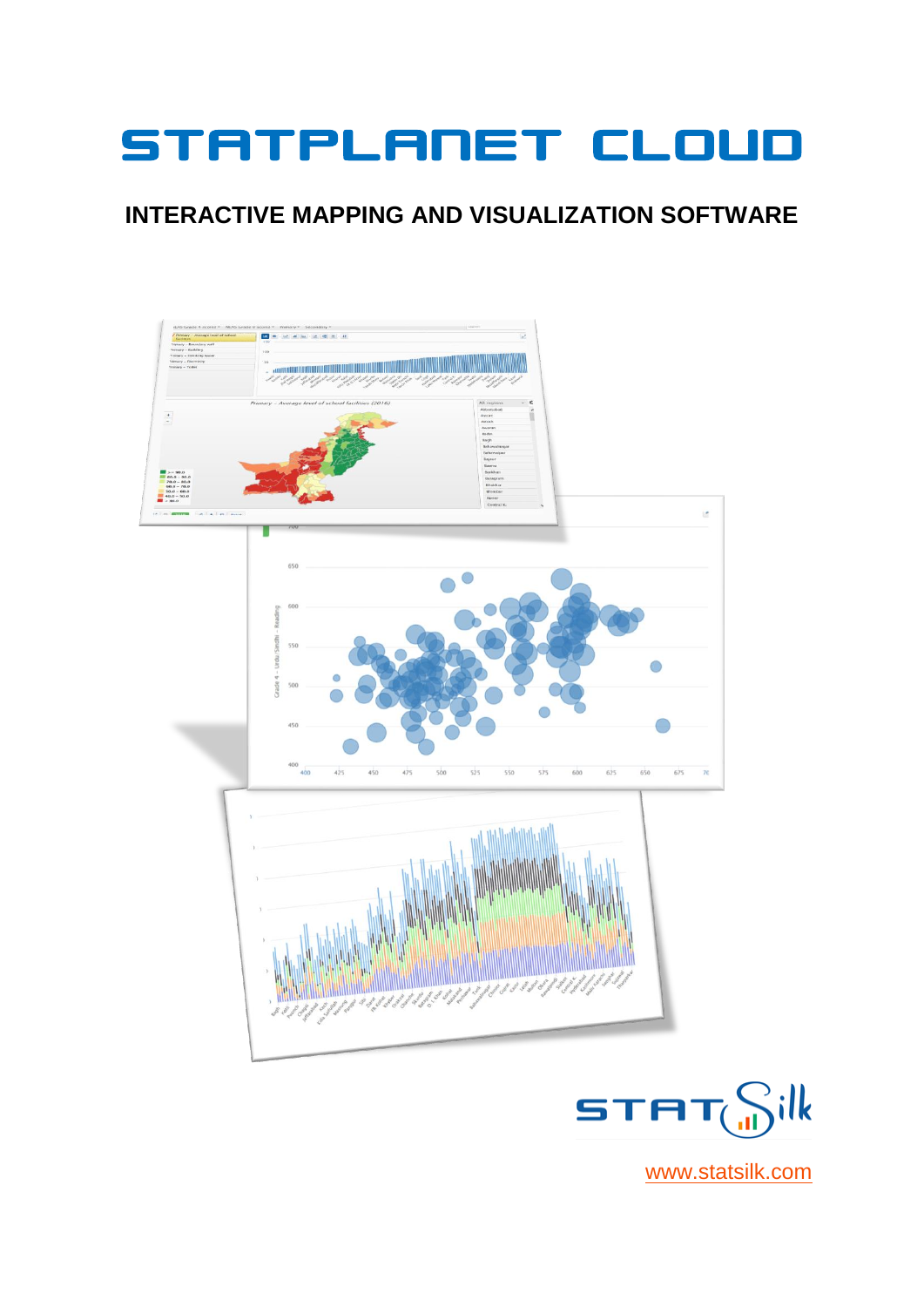# STATPLANET CLOUD

## INTERACTIVE MAPPING AND VISUALIZATION SOFTWARE

STATSilk

www.statsilk.com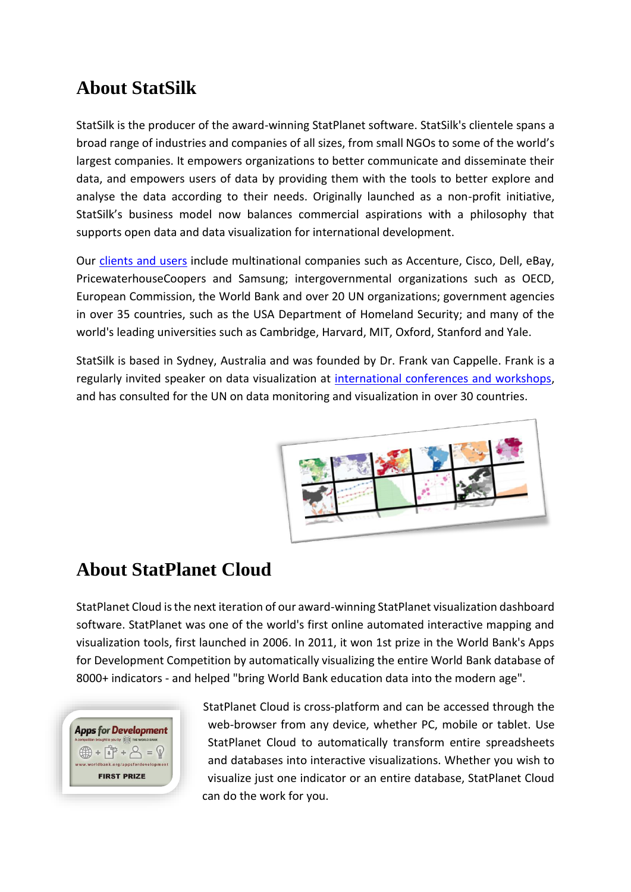# About StatSilk

StatSilk is the producer of the award-winning StatPlanet software. StatSilk's clientele spans a broad range of industries and companies of all sizes, from small NGOs to some of the world's largest companies. It empowers organizations to better communicate and disseminate their data, and empowers users of data by providing them with the tools to better explore and analyse the data according to their needs. Originally launched as a non-profit initiative, StatSilk's business model now balances commercial aspirations with a philosophy that supports open data and data visualization for international development.

Our clients and users include multinational companies such as Accenture, Cisco, Dell, eBay, PricewaterhouseCoopers and Samsung; intergovernmental organizations such as OECD, European Commission, the World Bank and over 20 UN organizations; government agencies in over 35 countries, such as the USA Department of Homeland Security; and many of the world's leading universities such as Cambridge, Harvard, MIT, Oxford, Stanford and Yale.

StatSilk is based in Sydney, Australia and was founded by Dr. Frank van Cappelle. Frank is a regularly invited speaker on data visualization at international conferences and workshops, and has consulted for the UN on data monitoring and visualization in over 30 countries.

# About StatPlanet Cloud

StatPlanet Cloud is the next iteration of our award-winning StatPlanet visualization dashboard software. StatPlanet was one of the world's first online automated interactive mapping and visualization tools, first launched in 2006. In 2011, it won 1st prize in the World Bank's Apps for Development Competition by automatically visualizing the entire World Bank database of 8000+ indicators - and helped "bring World Bank education data into the modern age".

StatPlanet Cloud is cross-platform and can be accessed through the web-browser from any device, whether PC, mobile or tablet. Use StatPlanet Cloud to automatically transform entire spreadsheets and databases into interactive visualizations. Whether you wish to visualize just one indicator or an entire database, StatPlanet Cloud can do the work for you.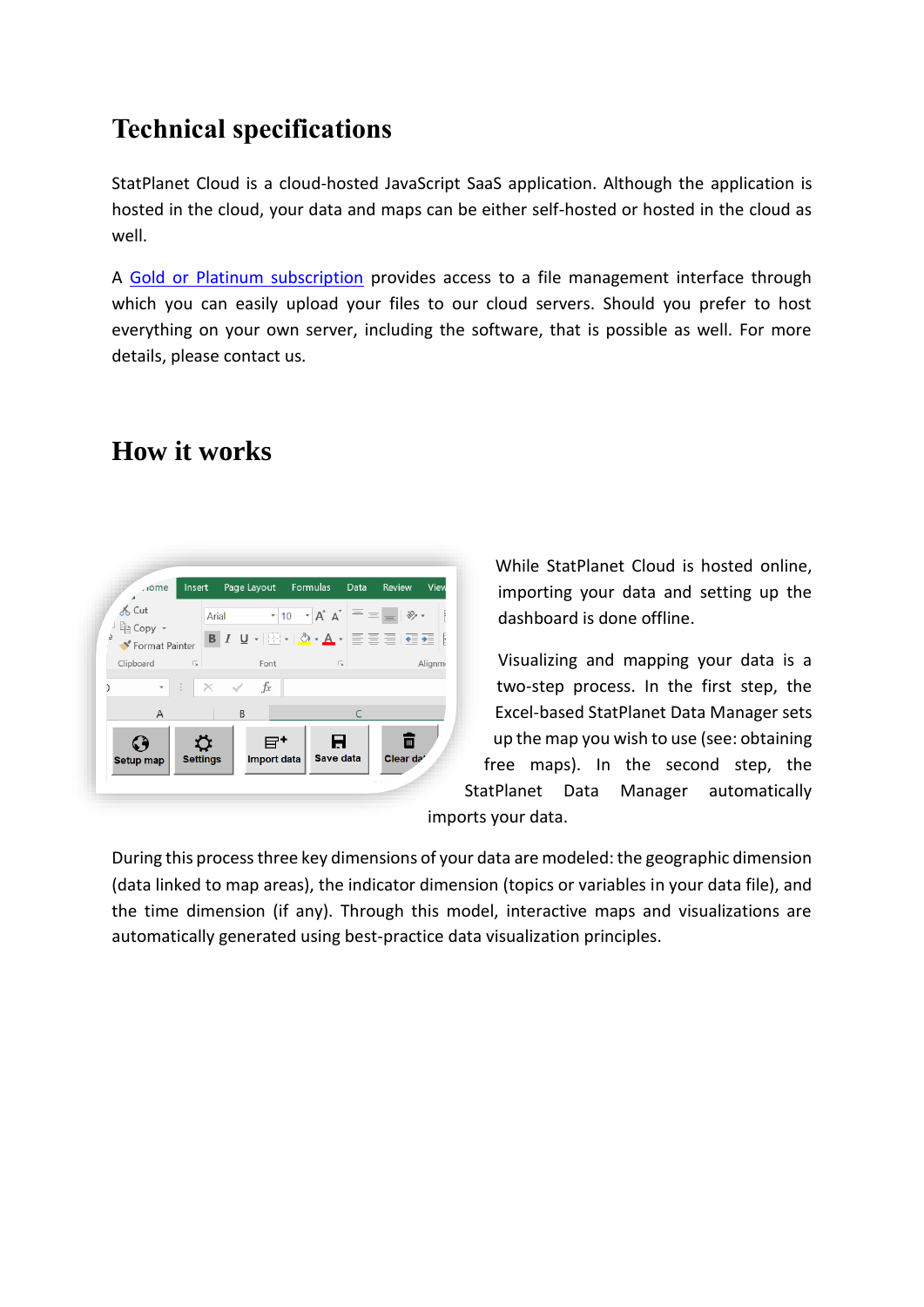# Technical specifications

StatPlanet Cloud is a cloud-hosted JavaScript SaaS application. Although the application is hosted in the cloud, your data and maps can be either self-hosted or hosted in the cloud as well.

A Gold or Platinum subscription provides access to a file management interface through which you can easily upload your files to our cloud servers. Should you prefer to host everything on your own server, including the software, that is possible as well. For more details, please contact us.

# How it works

While StatPlanet Cloud is hosted online, importing your data and setting up the dashboard is done offline.

Visualizing and mapping your data is a two-step process. In the first step, the Excel-based StatPlanet Data Manager sets up the map you wish to use (see: obtaining free maps). In the second step, the StatPlanet Data Manager automatically imports your data.

During this process three key dimensions of your data are modeled: the geographic dimension (data linked to map areas), the indicator dimension (topics or variables in your data file), and the time dimension (if any). Through this model, interactive maps and visualizations are automatically generated using best-practice data visualization principles.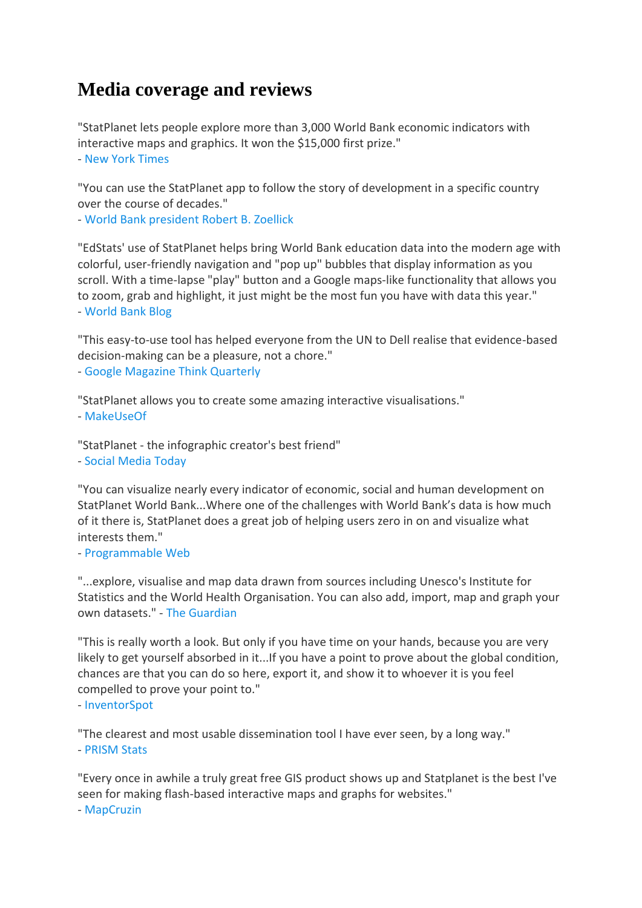# Media coverage and reviews

"StatPlanet lets people explore more than 3,000 World Bank economic indicators with interactive maps and graphics. It won the $15,000 first prize."
- New York Times

"You can use the StatPlanet app to follow the story of development in a specific country over the course of decades."
- World Bank president Robert B. Zoellick

"EdStats' use of StatPlanet helps bring World Bank education data into the modern age with colorful, user-friendly navigation and "pop up" bubbles that display information as you scroll. With a time-lapse "play" button and a Google maps-like functionality that allows you to zoom, grab and highlight, it just might be the most fun you have with data this year."
- World Bank Blog

"This easy-to-use tool has helped everyone from the UN to Dell realise that evidence-based decision-making can be a pleasure, not a chore."
- Google Magazine Think Quarterly

"StatPlanet allows you to create some amazing interactive visualisations."
- MakeUseOf

"StatPlanet - the infographic creator's best friend"
- Social Media Today

"You can visualize nearly every indicator of economic, social and human development on StatPlanet World Bank...Where one of the challenges with World Bank's data is how much of it there is, StatPlanet does a great job of helping users zero in on and visualize what interests them."
- Programmable Web

"...explore, visualise and map data drawn from sources including Unesco's Institute for Statistics and the World Health Organisation. You can also add, import, map and graph your own datasets." - The Guardian

"This is really worth a look. But only if you have time on your hands, because you are very likely to get yourself absorbed in it...If you have a point to prove about the global condition, chances are that you can do so here, export it, and show it to whoever it is you feel compelled to prove your point to."
- InventorSpot

"The clearest and most usable dissemination tool I have ever seen, by a long way."
- PRISM Stats

"Every once in awhile a truly great free GIS product shows up and Statplanet is the best I've seen for making flash-based interactive maps and graphs for websites."
- MapCruzin